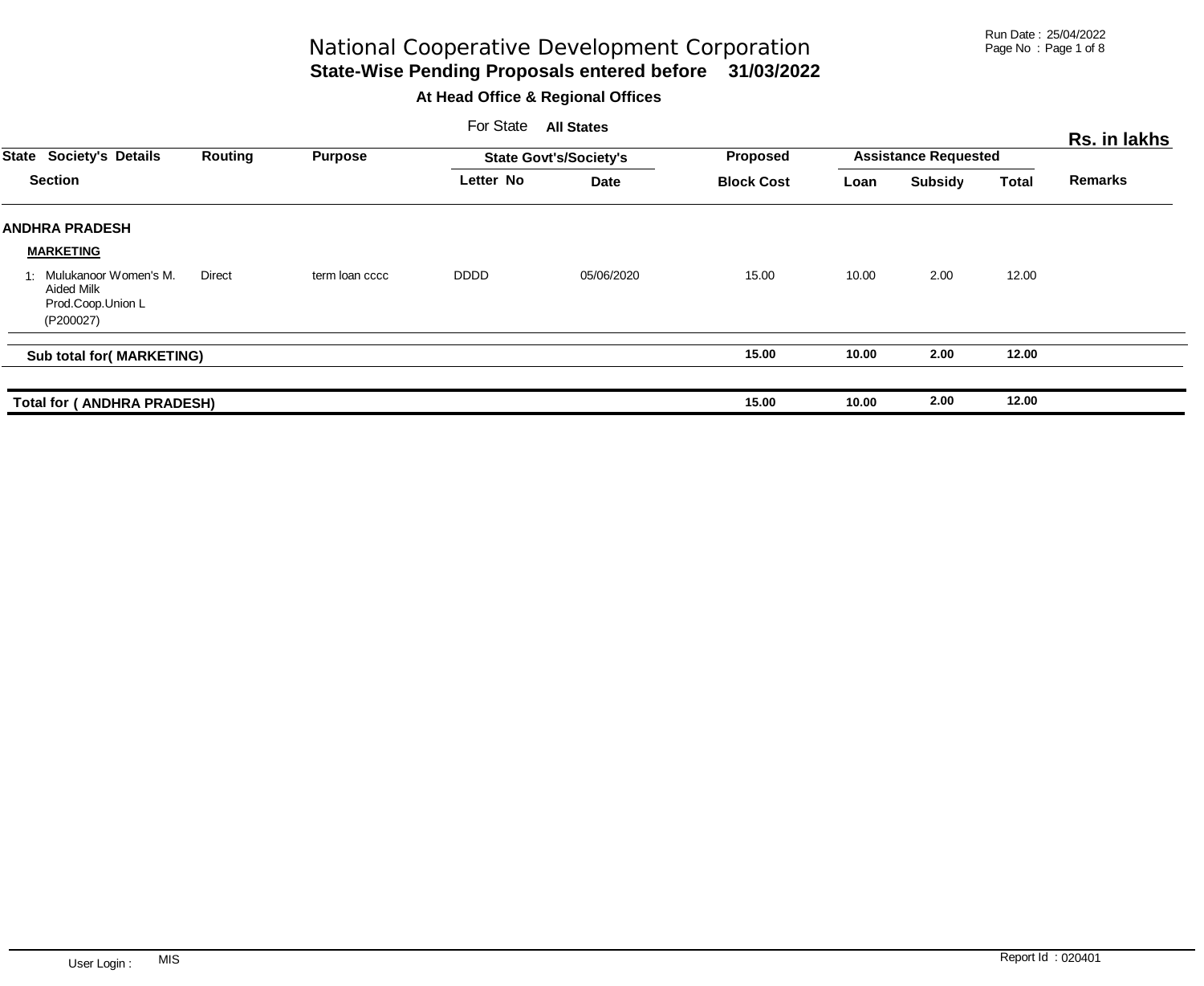# National Cooperative Development Corporation

## State-Wise Pending Proposals entered before 31/03/2022

### At Head Office & Regional Offices

For State **All States**

**Rs. in lakhs**

| State Section | Society's Details | Routing | Purpose | State Govt's/Society's Letter No | State Govt's/Society's Date | Proposed Block Cost | Assistance Requested Loan | Assistance Requested Subsidy | Assistance Requested Total | Remarks |
|---|---|---|---|---|---|---|---|---|---|---|
| **ANDHRA PRADESH** | | | | | | | | | | |
| **MARKETING** | | | | | | | | | | |
| 1: | Mulukanoor Women's M. Aided Milk Prod.Coop.Union L (P200027) | Direct | term loan cccc | DDDD | 05/06/2020 | 15.00 | 10.00 | 2.00 | 12.00 | |
| **Sub total for( MARKETING)** | | | | | | **15.00** | **10.00** | **2.00** | **12.00** | |
| **Total for ( ANDHRA PRADESH)** | | | | | | **15.00** | **10.00** | **2.00** | **12.00** | |

User Login : MIS

Report Id : 020401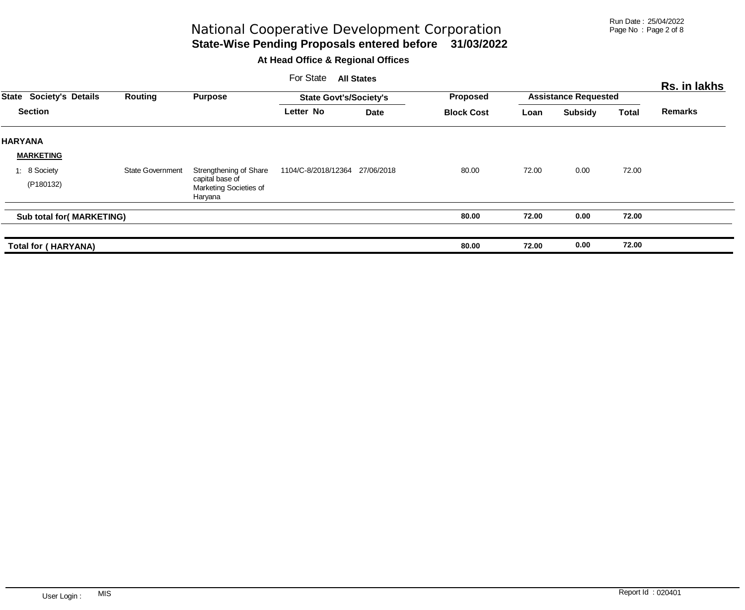# National Cooperative Development Corporation

**State-Wise Pending Proposals entered before 31/03/2022**

**At Head Office & Regional Offices**

For State **All States**

**Rs. in lakhs**

| State Society's Details Section | Routing | Purpose | State Govt's/Society's Letter No | Date | Proposed Block Cost | Assistance Requested Loan | Subsidy | Total | Remarks |
|---|---|---|---|---|---|---|---|---|---|
| **HARYANA** | | | | | | | | | |
| **MARKETING** | | | | | | | | | |
| 1: 8 Society (P180132) | State Government | Strengthening of Share capital base of Marketing Societies of Haryana | 1104/C-8/2018/12364 | 27/06/2018 | 80.00 | 72.00 | 0.00 | 72.00 | |
| **Sub total for( MARKETING)** | | | | | **80.00** | **72.00** | **0.00** | **72.00** | |
| **Total for ( HARYANA)** | | | | | **80.00** | **72.00** | **0.00** | **72.00** | |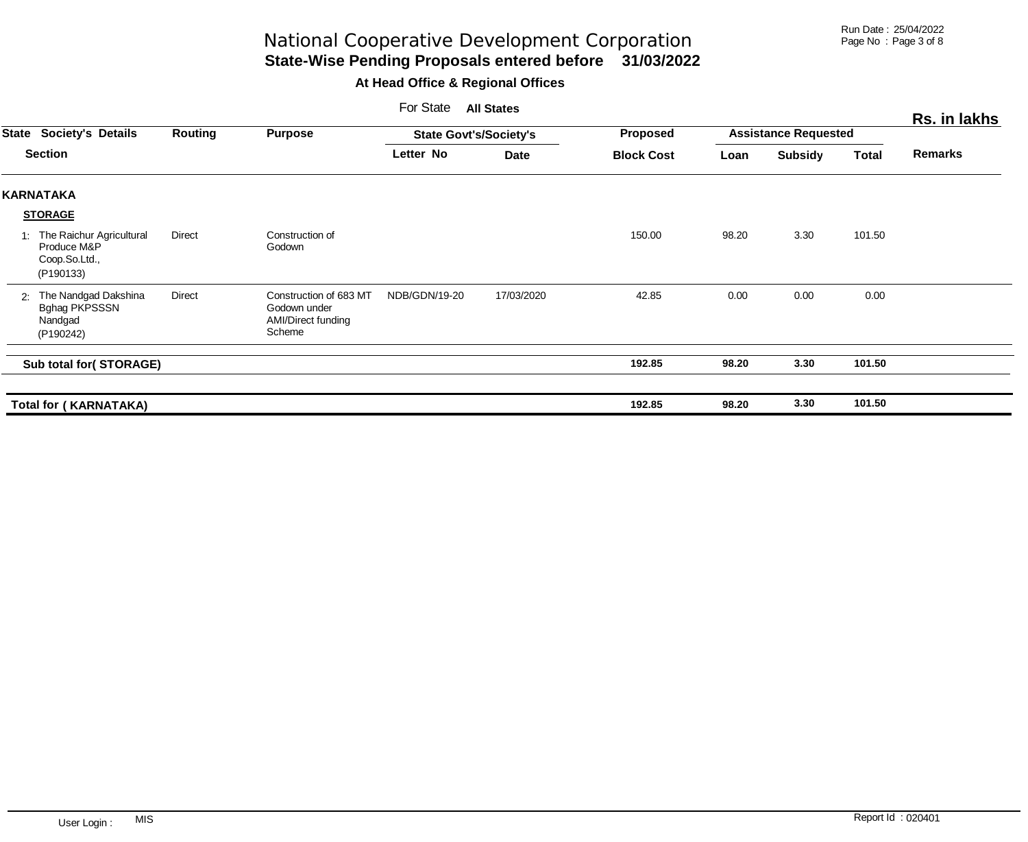# National Cooperative Development Corporation

## State-Wise Pending Proposals entered before 31/03/2022

### At Head Office & Regional Offices

For State **All States**

**Rs. in lakhs**

| State Section | Society's Details | Routing | Purpose | State Govt's/Society's Letter No | State Govt's/Society's Date | Proposed Block Cost | Assistance Requested Loan | Assistance Requested Subsidy | Assistance Requested Total | Remarks |
|---|---|---|---|---|---|---|---|---|---|---|
| **KARNATAKA** | | | | | | | | | | |
| **STORAGE** | | | | | | | | | | |
| 1: | The Raichur Agricultural Produce M&P Coop.So.Ltd., (P190133) | Direct | Construction of Godown | | | 150.00 | 98.20 | 3.30 | 101.50 | |
| 2: | The Nandgad Dakshina Bghag PKPSSSN Nandgad (P190242) | Direct | Construction of 683 MT Godown under AMI/Direct funding Scheme | NDB/GDN/19-20 | 17/03/2020 | 42.85 | 0.00 | 0.00 | 0.00 | |
| **Sub total for( STORAGE)** | | | | | | **192.85** | **98.20** | **3.30** | **101.50** | |
| **Total for ( KARNATAKA)** | | | | | | **192.85** | **98.20** | **3.30** | **101.50** | |

User Login : MIS

Report Id : 020401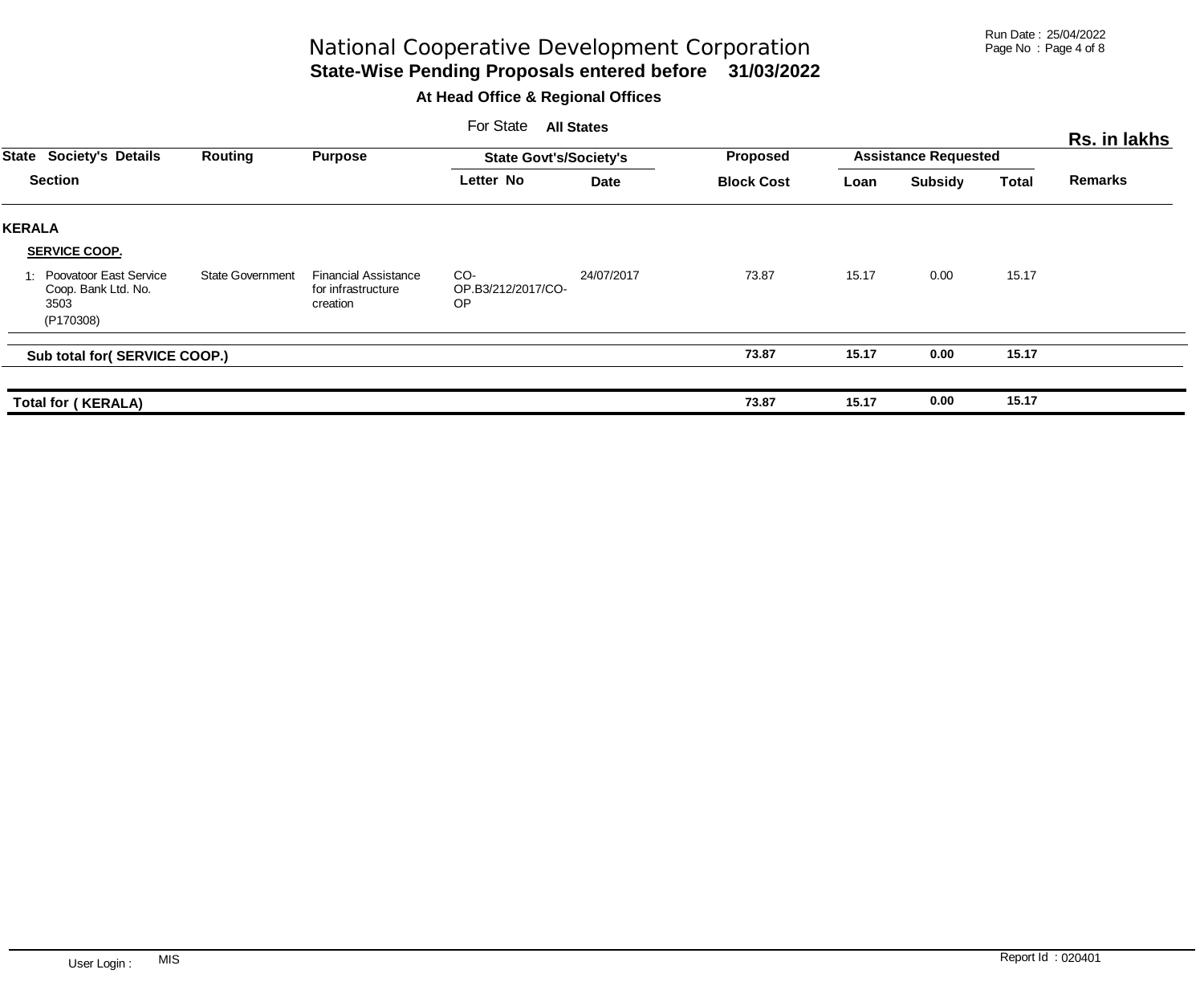# National Cooperative Development Corporation

## State-Wise Pending Proposals entered before 31/03/2022

### At Head Office & Regional Offices

For State **All States**

**Rs. in lakhs**

| State Section | Society's Details | Routing | Purpose | State Govt's/Society's Letter No | State Govt's/Society's Date | Proposed Block Cost | Assistance Requested Loan | Assistance Requested Subsidy | Assistance Requested Total | Remarks |
|---|---|---|---|---|---|---|---|---|---|---|
| **KERALA** | | | | | | | | | | |
| **SERVICE COOP.** | | | | | | | | | | |
| 1: | Poovatoor East Service Coop. Bank Ltd. No. 3503 (P170308) | State Government | Financial Assistance for infrastructure creation | CO-OP.B3/212/2017/CO-OP | 24/07/2017 | 73.87 | 15.17 | 0.00 | 15.17 | |
| **Sub total for( SERVICE COOP.)** | | | | | | **73.87** | **15.17** | **0.00** | **15.17** | |
| **Total for ( KERALA)** | | | | | | **73.87** | **15.17** | **0.00** | **15.17** | |

User Login : MIS

Report Id : 020401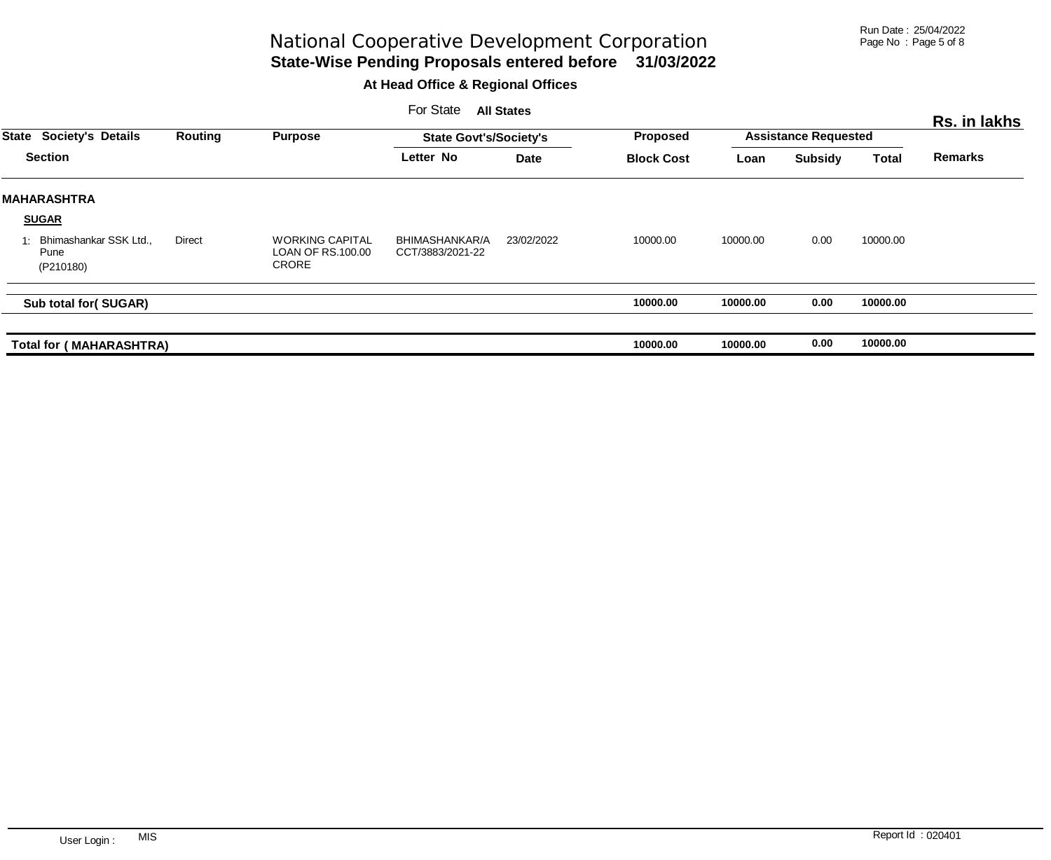# National Cooperative Development Corporation

## State-Wise Pending Proposals entered before 31/03/2022

### At Head Office & Regional Offices

For State **All States**

**Rs. in lakhs**

| State Section | Society's Details | Routing | Purpose | State Govt's/Society's Letter No | Date | Proposed Block Cost | Assistance Requested Loan | Subsidy | Total | Remarks |
|---|---|---|---|---|---|---|---|---|---|---|
| **MAHARASHTRA** | | | | | | | | | | |
| **SUGAR** | | | | | | | | | | |
| | 1: Bhimashankar SSK Ltd., Pune (P210180) | Direct | WORKING CAPITAL LOAN OF RS.100.00 CRORE | BHIMASHANKAR/ACCT/3883/2021-22 | 23/02/2022 | 10000.00 | 10000.00 | 0.00 | 10000.00 | |
| **Sub total for( SUGAR)** | | | | | | **10000.00** | **10000.00** | **0.00** | **10000.00** | |
| **Total for ( MAHARASHTRA)** | | | | | | **10000.00** | **10000.00** | **0.00** | **10000.00** | |

User Login : MIS

Report Id : 020401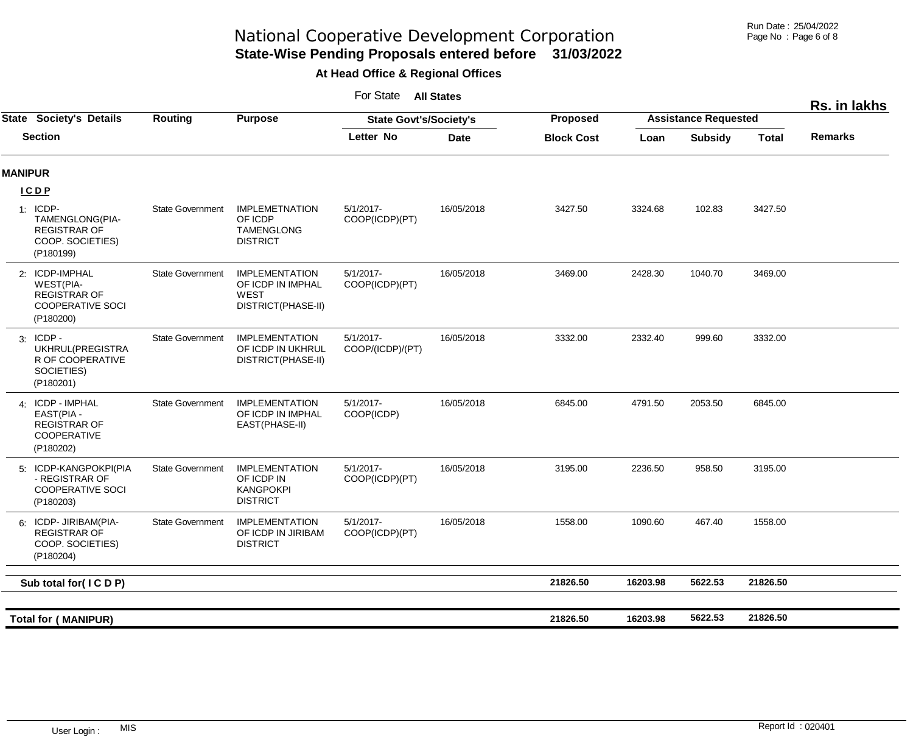# National Cooperative Development Corporation

**State-Wise Pending Proposals entered before 31/03/2022**

**At Head Office & Regional Offices**

For State **All States**

**Rs. in lakhs**

| State Section | Society's Details | Routing | Purpose | State Govt's/Society's Letter No | State Govt's/Society's Date | Proposed Block Cost | Assistance Requested Loan | Assistance Requested Subsidy | Assistance Requested Total | Remarks |
|---|---|---|---|---|---|---|---|---|---|---|
| **MANIPUR** | | | | | | | | | | |
| **I C D P** | | | | | | | | | | |
| 1: | ICDP-TAMENGLONG(PIA-REGISTRAR OF COOP. SOCIETIES) (P180199) | State Government | IMPLEMETNATION OF ICDP TAMENGLONG DISTRICT | 5/1/2017-COOP(ICDP)(PT) | 16/05/2018 | 3427.50 | 3324.68 | 102.83 | 3427.50 | |
| 2: | ICDP-IMPHAL WEST(PIA-REGISTRAR OF COOPERATIVE SOCI (P180200) | State Government | IMPLEMENTATION OF ICDP IN IMPHAL WEST DISTRICT(PHASE-II) | 5/1/2017-COOP(ICDP)(PT) | 16/05/2018 | 3469.00 | 2428.30 | 1040.70 | 3469.00 | |
| 3: | ICDP - UKHRUL(PREGISTRAR OF COOPERATIVE SOCIETIES) (P180201) | State Government | IMPLEMENTATION OF ICDP IN UKHRUL DISTRICT(PHASE-II) | 5/1/2017-COOP/(ICDP)/(PT) | 16/05/2018 | 3332.00 | 2332.40 | 999.60 | 3332.00 | |
| 4: | ICDP - IMPHAL EAST(PIA - REGISTRAR OF COOPERATIVE (P180202) | State Government | IMPLEMENTATION OF ICDP IN IMPHAL EAST(PHASE-II) | 5/1/2017-COOP(ICDP) | 16/05/2018 | 6845.00 | 4791.50 | 2053.50 | 6845.00 | |
| 5: | ICDP-KANGPOKPI(PIA - REGISTRAR OF COOPERATIVE SOCI (P180203) | State Government | IMPLEMENTATION OF ICDP IN KANGPOKPI DISTRICT | 5/1/2017-COOP(ICDP)(PT) | 16/05/2018 | 3195.00 | 2236.50 | 958.50 | 3195.00 | |
| 6: | ICDP- JIRIBAM(PIA-REGISTRAR OF COOP. SOCIETIES) (P180204) | State Government | IMPLEMENTATION OF ICDP IN JIRIBAM DISTRICT | 5/1/2017-COOP(ICDP)(PT) | 16/05/2018 | 1558.00 | 1090.60 | 467.40 | 1558.00 | |
| **Sub total for( I C D P)** | | | | | | **21826.50** | **16203.98** | **5622.53** | **21826.50** | |
| **Total for ( MANIPUR)** | | | | | | **21826.50** | **16203.98** | **5622.53** | **21826.50** | |

User Login : MIS

Report Id : 020401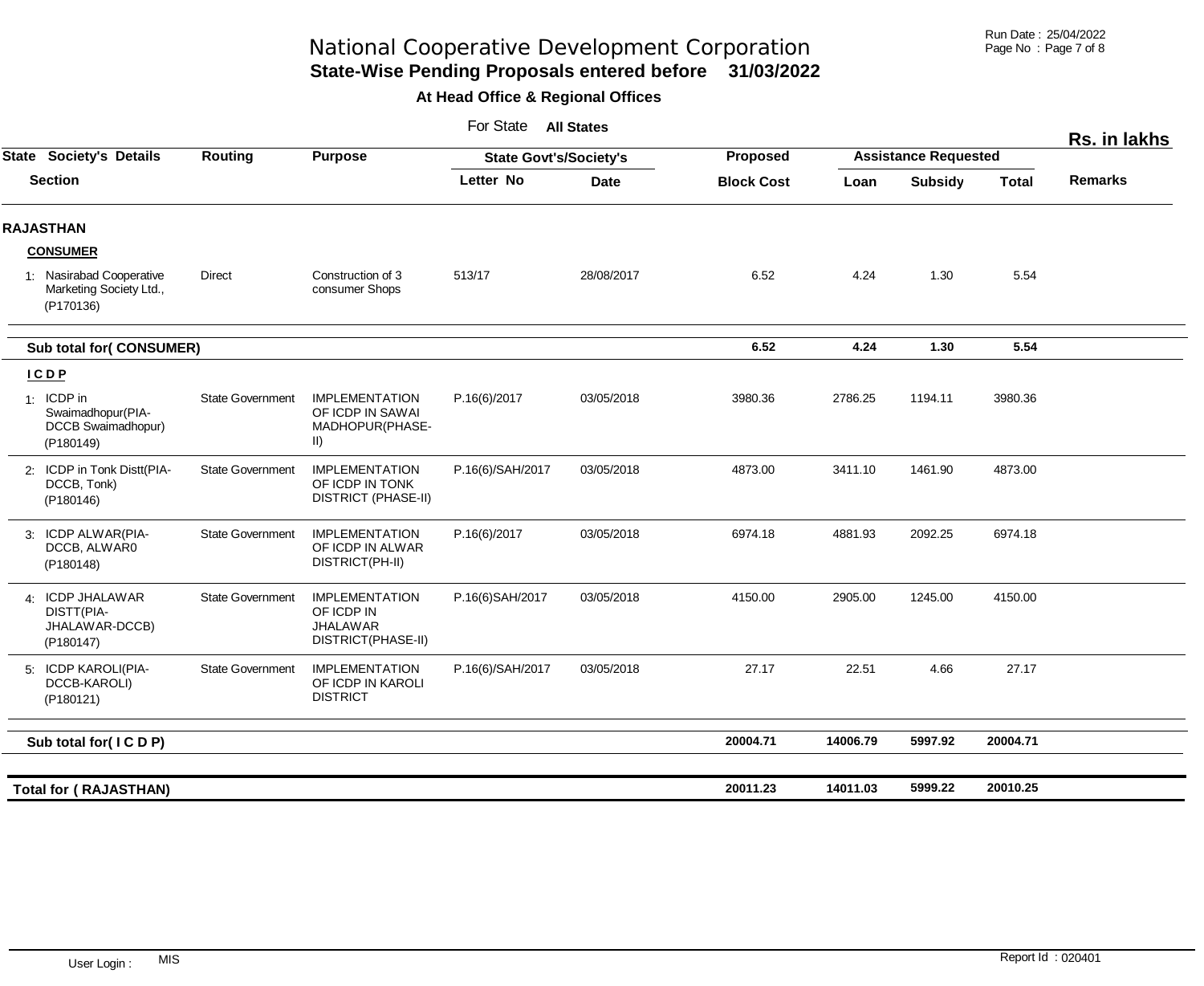# National Cooperative Development Corporation

## State-Wise Pending Proposals entered before 31/03/2022

### At Head Office & Regional Offices

For State **All States**

**Rs. in lakhs**

| State Society's Details Section | Routing | Purpose | State Govt's/Society's Letter No | Date | Proposed Block Cost | Assistance Requested Loan | Subsidy | Total | Remarks |
|---|---|---|---|---|---|---|---|---|---|
| **RAJASTHAN** | | | | | | | | | |
| **CONSUMER** | | | | | | | | | |
| 1: Nasirabad Cooperative Marketing Society Ltd., (P170136) | Direct | Construction of 3 consumer Shops | 513/17 | 28/08/2017 | 6.52 | 4.24 | 1.30 | 5.54 | |
| **Sub total for( CONSUMER)** | | | | | **6.52** | **4.24** | **1.30** | **5.54** | |
| **I C D P** | | | | | | | | | |
| 1: ICDP in Swaimadhopur(PIA-DCCB Swaimadhopur) (P180149) | State Government | IMPLEMENTATION OF ICDP IN SAWAI MADHOPUR(PHASE-II) | P.16(6)/2017 | 03/05/2018 | 3980.36 | 2786.25 | 1194.11 | 3980.36 | |
| 2: ICDP in Tonk Distt(PIA-DCCB, Tonk) (P180146) | State Government | IMPLEMENTATION OF ICDP IN TONK DISTRICT (PHASE-II) | P.16(6)/SAH/2017 | 03/05/2018 | 4873.00 | 3411.10 | 1461.90 | 4873.00 | |
| 3: ICDP ALWAR(PIA-DCCB, ALWAR0 (P180148) | State Government | IMPLEMENTATION OF ICDP IN ALWAR DISTRICT(PH-II) | P.16(6)/2017 | 03/05/2018 | 6974.18 | 4881.93 | 2092.25 | 6974.18 | |
| 4: ICDP JHALAWAR DISTT(PIA-JHALAWAR-DCCB) (P180147) | State Government | IMPLEMENTATION OF ICDP IN JHALAWAR DISTRICT(PHASE-II) | P.16(6)SAH/2017 | 03/05/2018 | 4150.00 | 2905.00 | 1245.00 | 4150.00 | |
| 5: ICDP KAROLI(PIA-DCCB-KAROLI) (P180121) | State Government | IMPLEMENTATION OF ICDP IN KAROLI DISTRICT | P.16(6)/SAH/2017 | 03/05/2018 | 27.17 | 22.51 | 4.66 | 27.17 | |
| **Sub total for( I C D P)** | | | | | **20004.71** | **14006.79** | **5997.92** | **20004.71** | |
| **Total for ( RAJASTHAN)** | | | | | **20011.23** | **14011.03** | **5999.22** | **20010.25** | |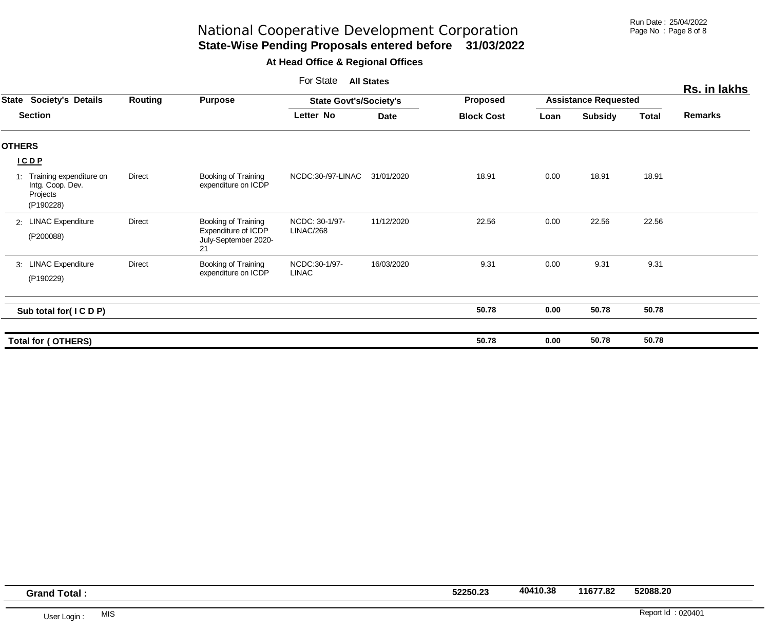# National Cooperative Development Corporation

## State-Wise Pending Proposals entered before 31/03/2022

### At Head Office & Regional Offices

For State **All States**

**Rs. in lakhs**

| State Section | Society's Details | Routing | Purpose | State Govt's/Society's Letter No | State Govt's/Society's Date | Proposed Block Cost | Assistance Requested Loan | Assistance Requested Subsidy | Assistance Requested Total | Remarks |
|---|---|---|---|---|---|---|---|---|---|---|
| **OTHERS** | | | | | | | | | | |
| **I C D P** | | | | | | | | | | |
| 1: | Training expenditure on Intg. Coop. Dev. Projects (P190228) | Direct | Booking of Training expenditure on ICDP | NCDC:30-/97-LINAC | 31/01/2020 | 18.91 | 0.00 | 18.91 | 18.91 | |
| 2: | LINAC Expenditure (P200088) | Direct | Booking of Training Expenditure of ICDP July-September 2020-21 | NCDC: 30-1/97-LINAC/268 | 11/12/2020 | 22.56 | 0.00 | 22.56 | 22.56 | |
| 3: | LINAC Expenditure (P190229) | Direct | Booking of Training expenditure on ICDP | NCDC:30-1/97-LINAC | 16/03/2020 | 9.31 | 0.00 | 9.31 | 9.31 | |
| **Sub total for( I C D P)** | | | | | | **50.78** | **0.00** | **50.78** | **50.78** | |
| **Total for ( OTHERS)** | | | | | | **50.78** | **0.00** | **50.78** | **50.78** | |
| **Grand Total :** | | | | | | **52250.23** | **40410.38** | **11677.82** | **52088.20** | |

User Login : MIS

Report Id : 020401